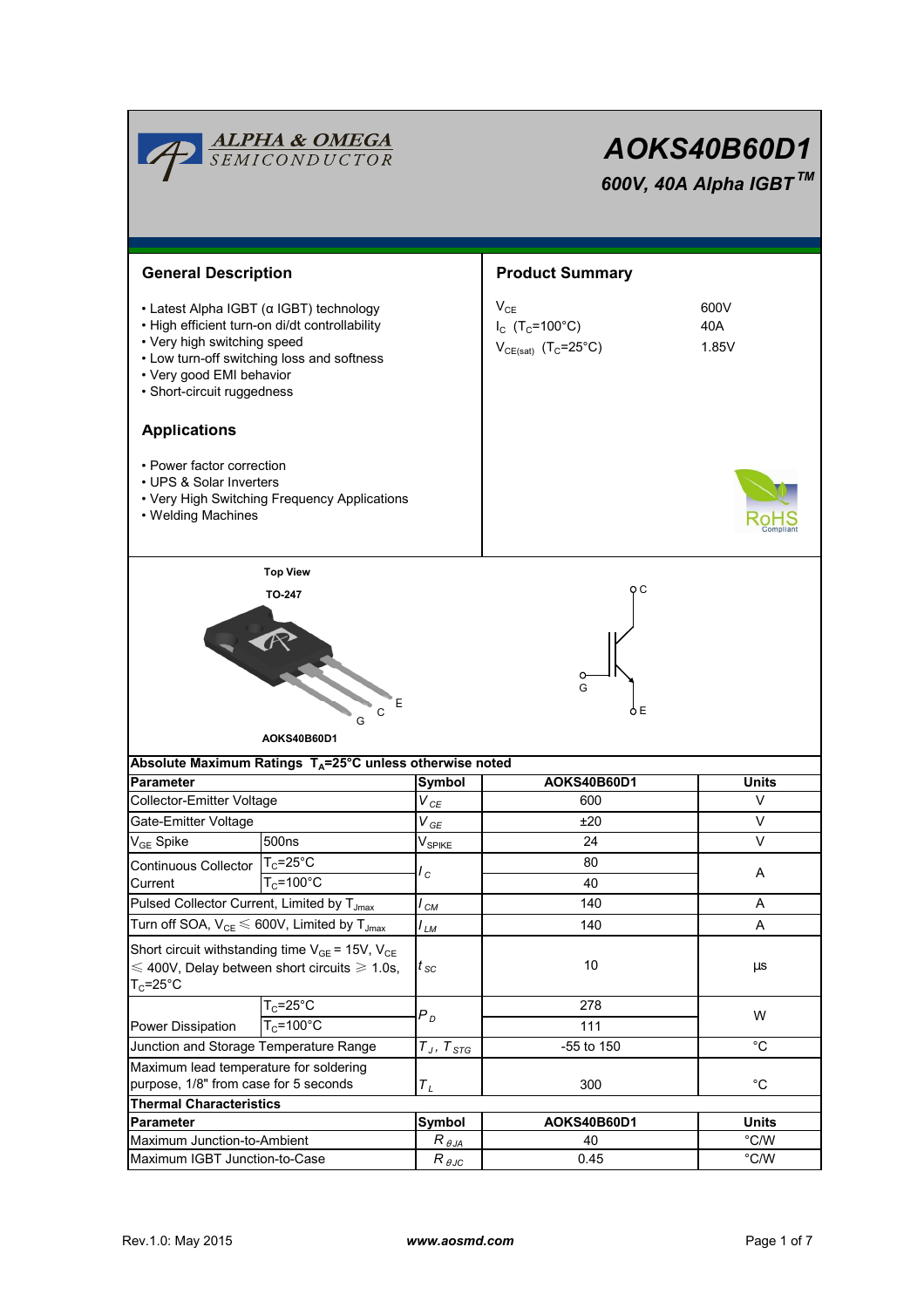# AOKS40B60D1

## 600V, 40A Alpha IGBT™

ALPHA & OMEGA SEMICONDUCTOR

## General Description

- Latest Alpha IGBT (α IGBT) technology
- High efficient turn-on di/dt controllability
- Very high switching speed
- Low turn-off switching loss and softness
- Very good EMI behavior
- Short-circuit ruggedness

## Applications

- Power factor correction
- UPS & Solar Inverters
- Very High Switching Frequency Applications
- Welding Machines

## Product Summary

| | |
|---|---|
| $V_{CE}$ | 600V |
| $I_C$ ($T_C$=100°C) | 40A |
| $V_{CE(sat)}$ ($T_C$=25°C) | 1.85V |

RoHS Compliant

Top View

TO-247

G C E

AOKS40B60D1

C G E

| Absolute Maximum Ratings $T_A$=25°C unless otherwise noted | | | | |
|---|---|---|---|---|
| **Parameter** | | **Symbol** | **AOKS40B60D1** | **Units** |
| Collector-Emitter Voltage | | $V_{CE}$ | 600 | V |
| Gate-Emitter Voltage | | $V_{GE}$ | ±20 | V |
| $V_{GE}$ Spike | 500ns | $V_{SPIKE}$ | 24 | V |
| Continuous Collector Current | $T_C$=25°C | $I_C$ | 80 | A |
| | $T_C$=100°C | | 40 | |
| Pulsed Collector Current, Limited by $T_{Jmax}$ | | $I_{CM}$ | 140 | A |
| Turn off SOA, $V_{CE} \leqslant$ 600V, Limited by $T_{Jmax}$ | | $I_{LM}$ | 140 | A |
| Short circuit withstanding time $V_{GE}$ = 15V, $V_{CE} \leqslant$ 400V, Delay between short circuits $\geqslant$ 1.0s, $T_C$=25°C | | $t_{SC}$ | 10 | µs |
| Power Dissipation | $T_C$=25°C | $P_D$ | 278 | W |
| | $T_C$=100°C | | 111 | |
| Junction and Storage Temperature Range | | $T_J$, $T_{STG}$ | -55 to 150 | °C |
| Maximum lead temperature for soldering purpose, 1/8" from case for 5 seconds | | $T_L$ | 300 | °C |

| Thermal Characteristics | | | |
|---|---|---|---|
| **Parameter** | **Symbol** | **AOKS40B60D1** | **Units** |
| Maximum Junction-to-Ambient | $R_{\theta JA}$ | 40 | °C/W |
| Maximum IGBT Junction-to-Case | $R_{\theta JC}$ | 0.45 | °C/W |

Rev.1.0: May 2015 www.aosmd.com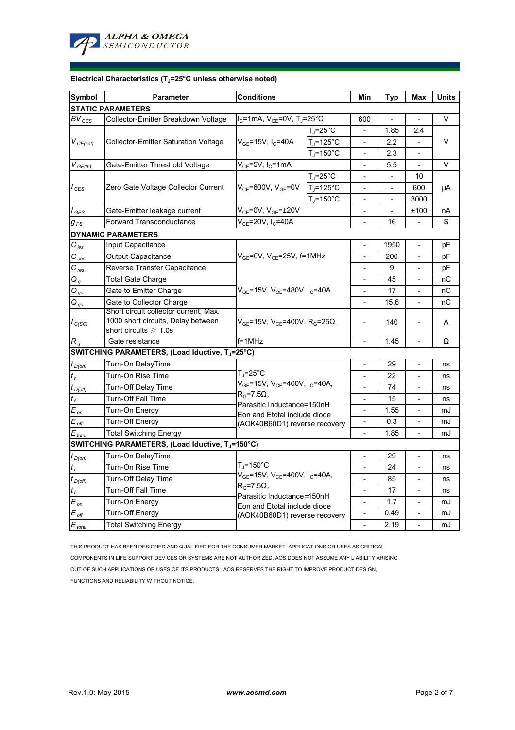**Electrical Characteristics ($T_J$=25°C unless otherwise noted)**

| Symbol | Parameter | Conditions | | Min | Typ | Max | Units |
|---|---|---|---|---|---|---|---|
| **STATIC PARAMETERS** | | | | | | | |
| $BV_{CES}$ | Collector-Emitter Breakdown Voltage | $I_C$=1mA, $V_{GE}$=0V, $T_J$=25°C | | 600 | - | - | V |
| $V_{CE(sat)}$ | Collector-Emitter Saturation Voltage | $V_{GE}$=15V, $I_C$=40A | $T_J$=25°C | - | 1.85 | 2.4 | V |
| | | | $T_J$=125°C | - | 2.2 | - | |
| | | | $T_J$=150°C | - | 2.3 | - | |
| $V_{GE(th)}$ | Gate-Emitter Threshold Voltage | $V_{CE}$=5V, $I_C$=1mA | | - | 5.5 | - | V |
| $I_{CES}$ | Zero Gate Voltage Collector Current | $V_{CE}$=600V, $V_{GE}$=0V | $T_J$=25°C | - | - | 10 | µA |
| | | | $T_J$=125°C | - | - | 600 | |
| | | | $T_J$=150°C | - | - | 3000 | |
| $I_{GES}$ | Gate-Emitter leakage current | $V_{CE}$=0V, $V_{GE}$=±20V | | - | - | ±100 | nA |
| $g_{FS}$ | Forward Transconductance | $V_{CE}$=20V, $I_C$=40A | | - | 16 | - | S |
| **DYNAMIC PARAMETERS** | | | | | | | |
| $C_{ies}$ | Input Capacitance | $V_{GE}$=0V, $V_{CE}$=25V, f=1MHz | | - | 1950 | - | pF |
| $C_{oes}$ | Output Capacitance | | | - | 200 | - | pF |
| $C_{res}$ | Reverse Transfer Capacitance | | | - | 9 | - | pF |
| $Q_g$ | Total Gate Charge | $V_{GE}$=15V, $V_{CE}$=480V, $I_C$=40A | | - | 45 | - | nC |
| $Q_{ge}$ | Gate to Emitter Charge | | | - | 17 | - | nC |
| $Q_{gc}$ | Gate to Collector Charge | | | - | 15.6 | - | nC |
| $I_{C(SC)}$ | Short circuit collector current, Max. 1000 short circuits, Delay between short circuits ≥ 1.0s | $V_{GE}$=15V, $V_{CE}$=400V, $R_G$=25Ω | | - | 140 | - | A |
| $R_g$ | Gate resistance | f=1MHz | | - | 1.45 | - | Ω |
| **SWITCHING PARAMETERS, (Load Iductive, $T_J$=25°C)** | | | | | | | |
| $t_{D(on)}$ | Turn-On DelayTime | $T_J$=25°C<br>$V_{GE}$=15V, $V_{CE}$=400V, $I_C$=40A,<br>$R_G$=7.5Ω,<br>Parasitic Inductance=150nH<br>Eon and Etotal include diode (AOK40B60D1) reverse recovery | | - | 29 | - | ns |
| $t_r$ | Turn-On Rise Time | | | - | 22 | - | ns |
| $t_{D(off)}$ | Turn-Off Delay Time | | | - | 74 | - | ns |
| $t_f$ | Turn-Off Fall Time | | | - | 15 | - | ns |
| $E_{on}$ | Turn-On Energy | | | - | 1.55 | - | mJ |
| $E_{off}$ | Turn-Off Energy | | | - | 0.3 | - | mJ |
| $E_{total}$ | Total Switching Energy | | | - | 1.85 | - | mJ |
| **SWITCHING PARAMETERS, (Load Iductive, $T_J$=150°C)** | | | | | | | |
| $t_{D(on)}$ | Turn-On DelayTime | $T_J$=150°C<br>$V_{GE}$=15V, $V_{CE}$=400V, $I_C$=40A,<br>$R_G$=7.5Ω,<br>Parasitic Inductance=150nH<br>Eon and Etotal include diode (AOK40B60D1) reverse recovery | | - | 29 | - | ns |
| $t_r$ | Turn-On Rise Time | | | - | 24 | - | ns |
| $t_{D(off)}$ | Turn-Off Delay Time | | | - | 85 | - | ns |
| $t_f$ | Turn-Off Fall Time | | | - | 17 | - | ns |
| $E_{on}$ | Turn-On Energy | | | - | 1.7 | - | mJ |
| $E_{off}$ | Turn-Off Energy | | | - | 0.49 | - | mJ |
| $E_{total}$ | Total Switching Energy | | | - | 2.19 | - | mJ |

THIS PRODUCT HAS BEEN DESIGNED AND QUALIFIED FOR THE CONSUMER MARKET. APPLICATIONS OR USES AS CRITICAL COMPONENTS IN LIFE SUPPORT DEVICES OR SYSTEMS ARE NOT AUTHORIZED. AOS DOES NOT ASSUME ANY LIABILITY ARISING OUT OF SUCH APPLICATIONS OR USES OF ITS PRODUCTS. AOS RESERVES THE RIGHT TO IMPROVE PRODUCT DESIGN, FUNCTIONS AND RELIABILITY WITHOUT NOTICE.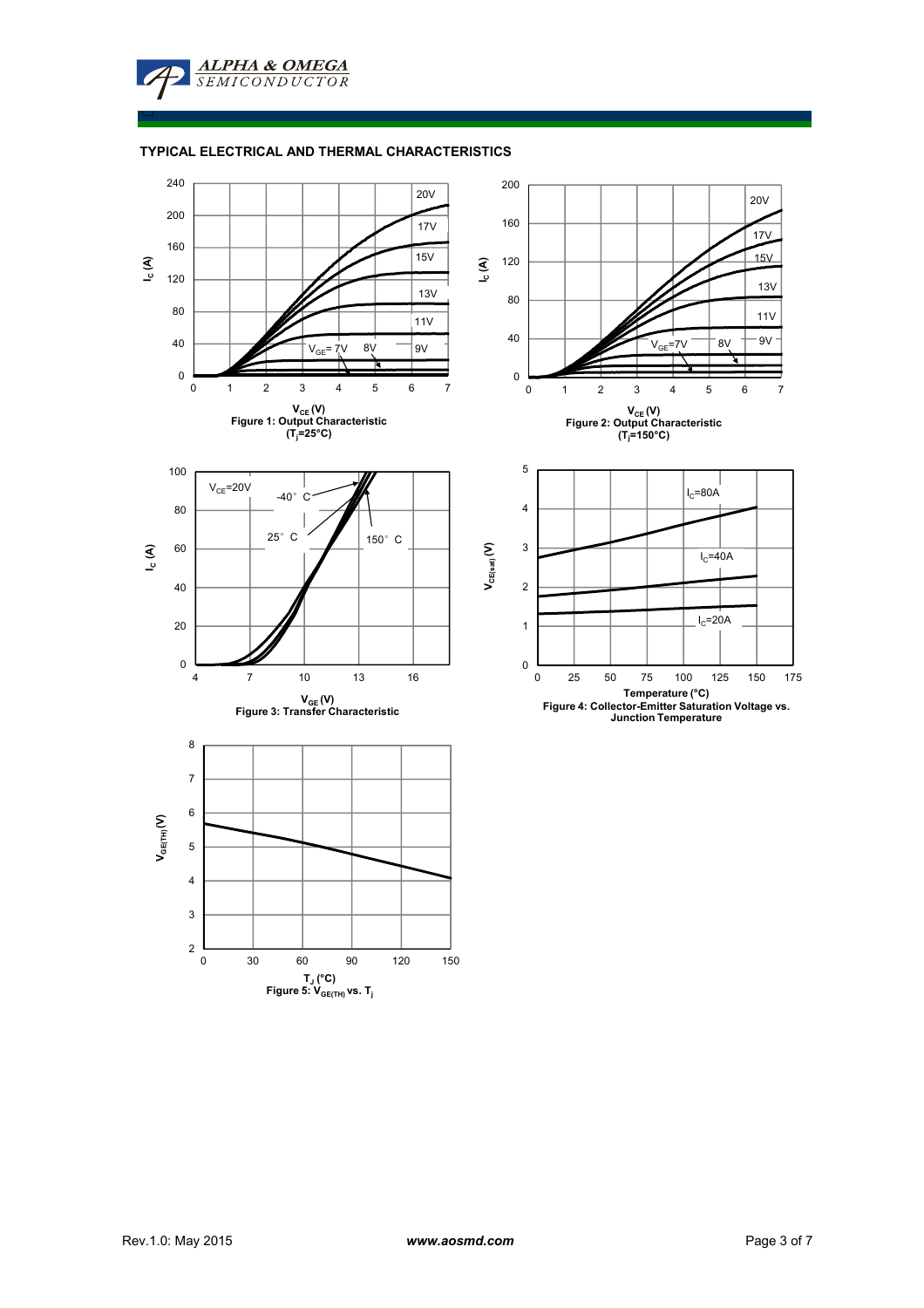## TYPICAL ELECTRICAL AND THERMAL CHARACTERISTICS

Figure 1: Output Characteristic ($T_j$=25°C)

Figure 2: Output Characteristic ($T_j$=150°C)

Figure 3: Transfer Characteristic

Figure 4: Collector-Emitter Saturation Voltage vs. Junction Temperature

Figure 5: $V_{GE(TH)}$ vs. $T_j$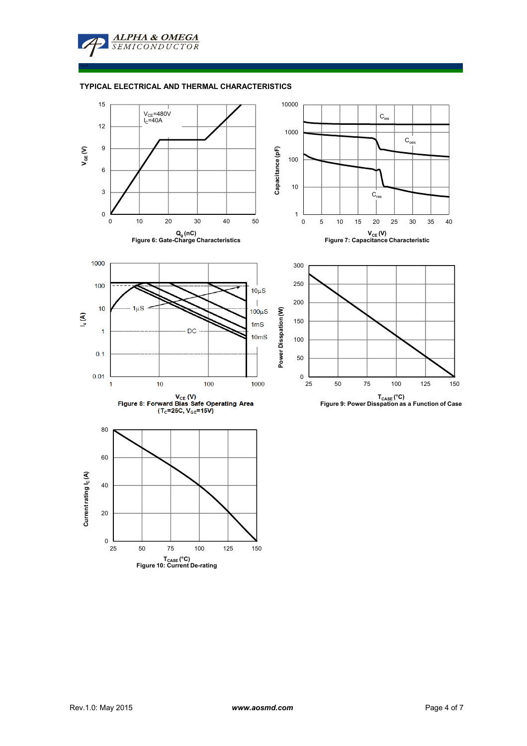## TYPICAL ELECTRICAL AND THERMAL CHARACTERISTICS

Figure 6: Gate-Charge Characteristics

Figure 7: Capacitance Characteristic

Figure 8: Forward Bias Safe Operating Area ($T_C$=25C, $V_{GE}$=15V)

Figure 9: Power Disspation as a Function of Case

Figure 10: Current De-rating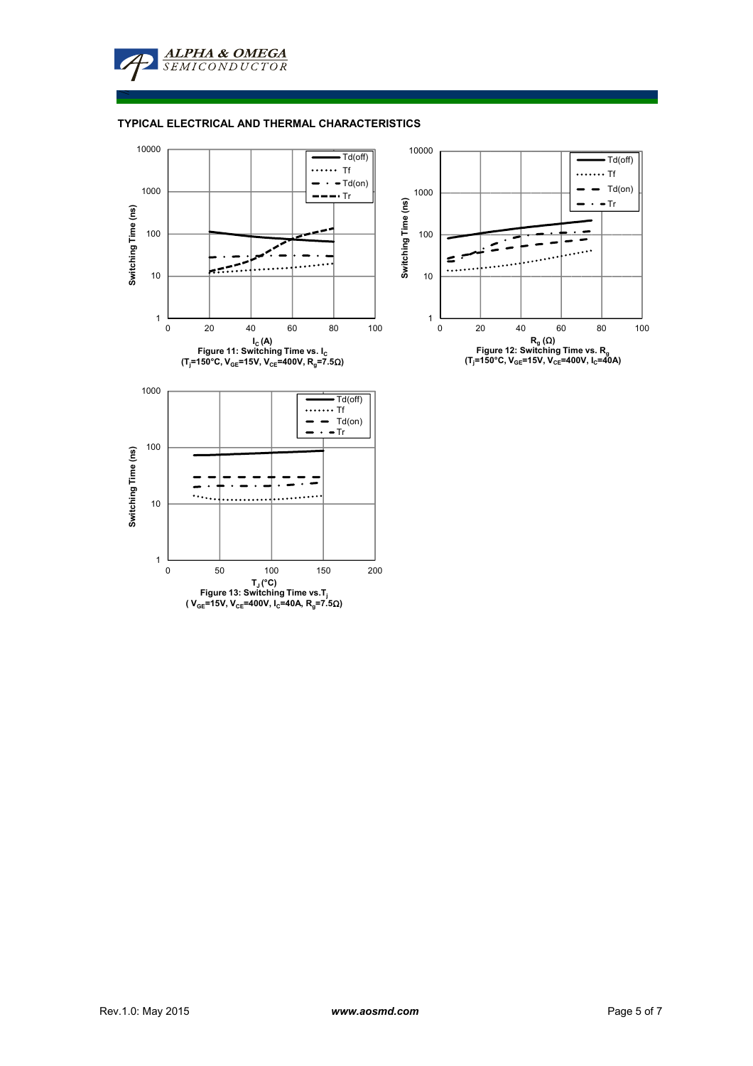## TYPICAL ELECTRICAL AND THERMAL CHARACTERISTICS

Figure 11: Switching Time vs. $I_C$
($T_j$=150°C, $V_{GE}$=15V, $V_{CE}$=400V, $R_g$=7.5Ω)

Figure 12: Switching Time vs. $R_g$
($T_j$=150°C, $V_{GE}$=15V, $V_{CE}$=400V, $I_C$=40A)

Figure 13: Switching Time vs. $T_j$
( $V_{GE}$=15V, $V_{CE}$=400V, $I_C$=40A, $R_g$=7.5Ω)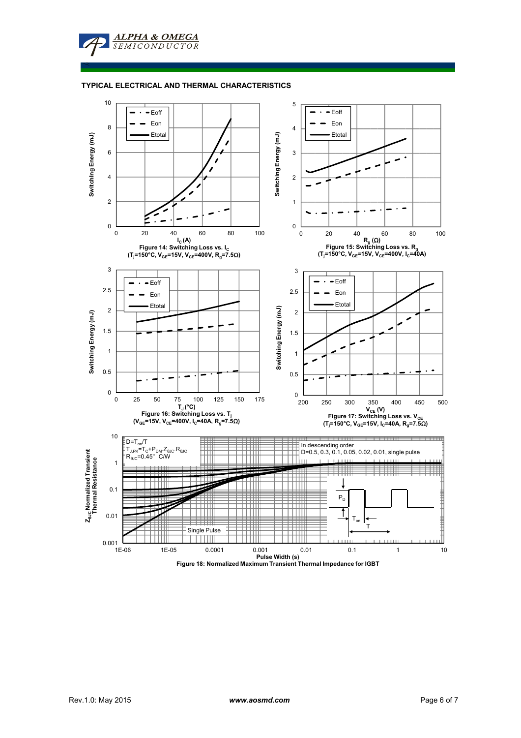## TYPICAL ELECTRICAL AND THERMAL CHARACTERISTICS

**Figure 14: Switching Loss vs. $I_C$**
**($T_j$=150°C, $V_{GE}$=15V, $V_{CE}$=400V, $R_g$=7.5Ω)**

**Figure 15: Switching Loss vs. $R_g$**
**($T_j$=150°C, $V_{GE}$=15V, $V_{CE}$=400V, $I_C$=40A)**

**Figure 16: Switching Loss vs. $T_j$**
**($V_{GE}$=15V, $V_{CE}$=400V, $I_C$=40A, $R_g$=7.5Ω)**

**Figure 17: Switching Loss vs. $V_{CE}$**
**($T_j$=150°C, $V_{GE}$=15V, $I_C$=40A, $R_g$=7.5Ω)**

**Figure 18: Normalized Maximum Transient Thermal Impedance for IGBT**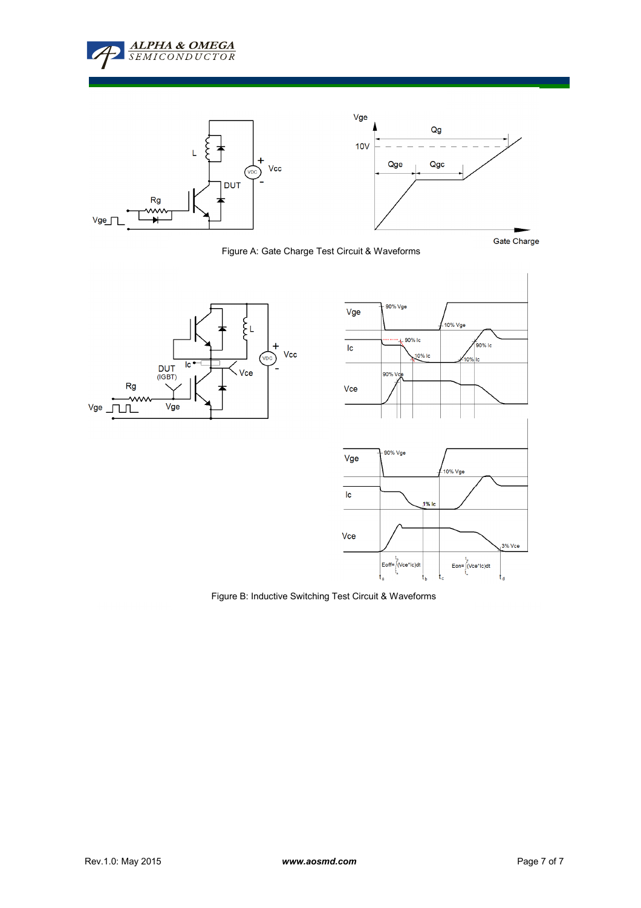Vge

Qg

10V

Qge

Qgc

Gate Charge

L

Vcc

VDC

DUT

Rg

Vge

Figure A: Gate Charge Test Circuit & Waveforms

L

Vcc

VDC

Ic

DUT (IGBT)

Vce

Rg

Vge

Vge

Vge

90% Vge

10% Vge

Ic

90% Ic

10% Ic

90% Ic

10% Ic

Vce

90% Vce

Vge

90% Vge

10% Vge

Ic

1% Ic

Vce

3% Vce

$E_{off} = \int_{t_a}^{t_b} (V_{ce} \cdot I_c)dt$

$E_{on} = \int_{t_c}^{t_d} (V_{ce} \cdot I_c)dt$

$t_a$ $t_b$ $t_c$ $t_d$

Figure B: Inductive Switching Test Circuit & Waveforms